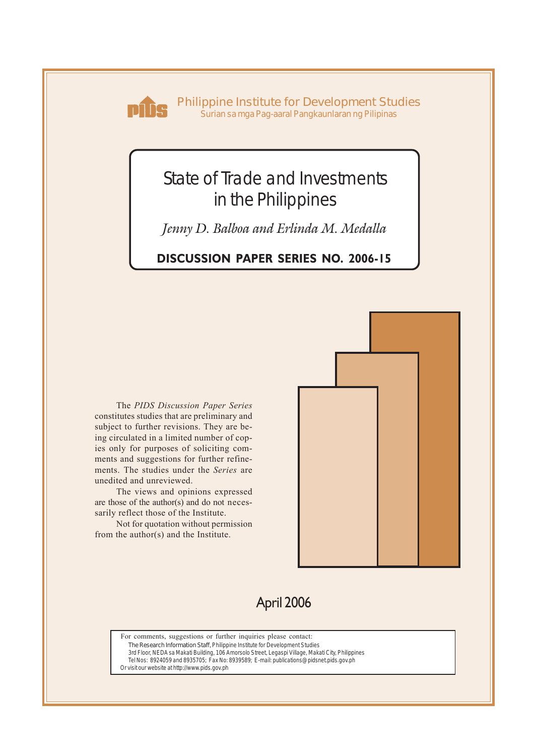Philippine Institute for Development Studies

Surian sa mga Pag-aaral Pangkaunlaran ng Pilipinas

# State of Trade and Investments in the Philippines

*Jenny D. Balboa and Erlinda M. Medalla*

**DISCUSSION PAPER SERIES NO. 2006-15**

The *PIDS Discussion Paper Series* constitutes studies that are preliminary and subject to further revisions. They are being circulated in a limited number of copies only for purposes of soliciting comments and suggestions for further refinements. The studies under the *Series* are unedited and unreviewed.

The views and opinions expressed are those of the author(s) and do not necessarily reflect those of the Institute.

Not for quotation without permission from the author(s) and the Institute.

April 2006

For comments, suggestions or further inquiries please contact:

The Research Information Staff, Philippine Institute for Development Studies

3rd Floor, NEDA sa Makati Building, 106 Amorsolo Street, Legaspi Village, Makati City, Philippines

Tel Nos: 8924059 and 8935705; Fax No: 8939589; E-mail: publications@pidsnet.pids.gov.ph

Or visit our website at http://www.pids.gov.ph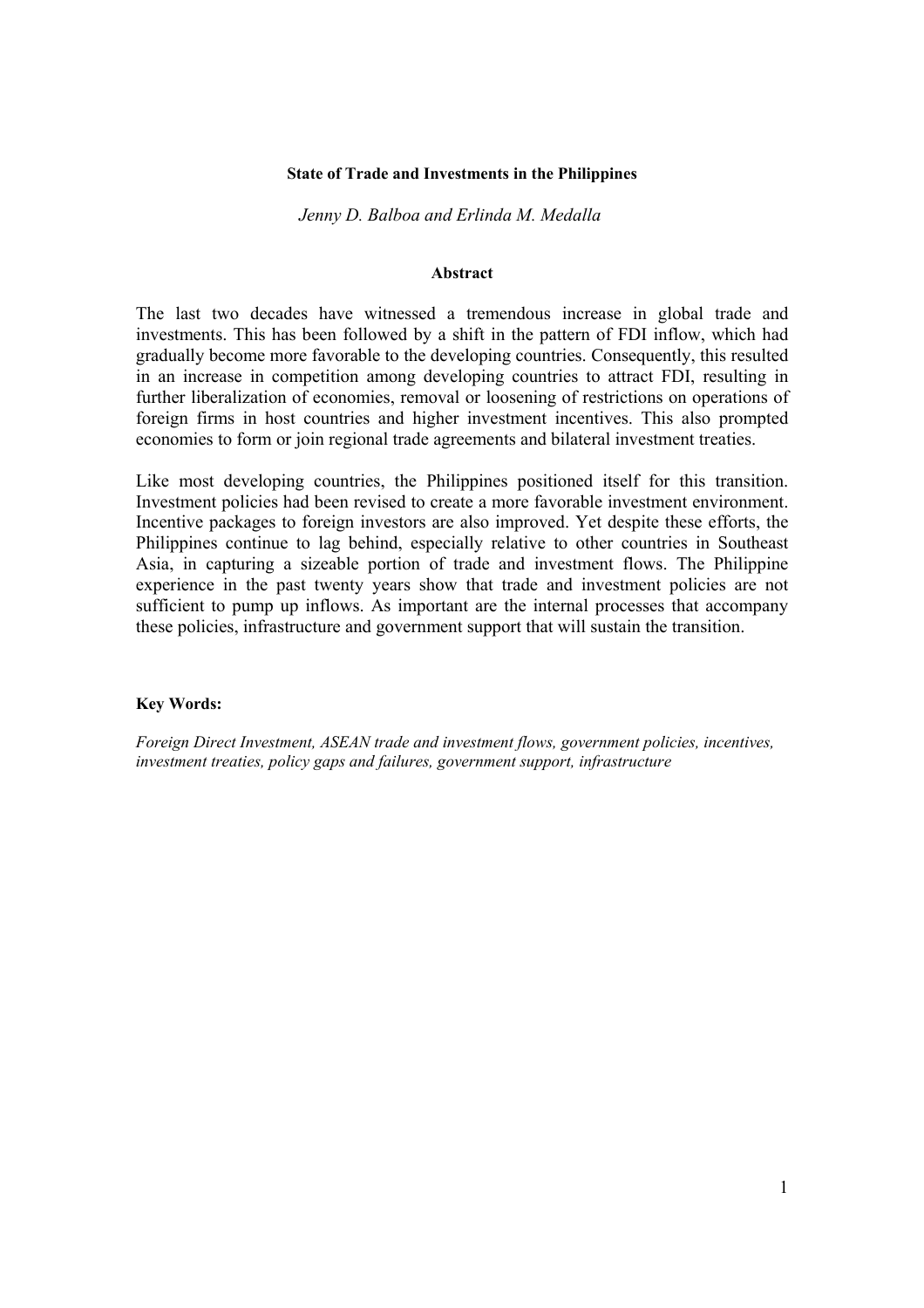**State of Trade and Investments in the Philippines**

*Jenny D. Balboa and Erlinda M. Medalla*

**Abstract**

The last two decades have witnessed a tremendous increase in global trade and investments. This has been followed by a shift in the pattern of FDI inflow, which had gradually become more favorable to the developing countries. Consequently, this resulted in an increase in competition among developing countries to attract FDI, resulting in further liberalization of economies, removal or loosening of restrictions on operations of foreign firms in host countries and higher investment incentives. This also prompted economies to form or join regional trade agreements and bilateral investment treaties.

Like most developing countries, the Philippines positioned itself for this transition. Investment policies had been revised to create a more favorable investment environment. Incentive packages to foreign investors are also improved. Yet despite these efforts, the Philippines continue to lag behind, especially relative to other countries in Southeast Asia, in capturing a sizeable portion of trade and investment flows. The Philippine experience in the past twenty years show that trade and investment policies are not sufficient to pump up inflows. As important are the internal processes that accompany these policies, infrastructure and government support that will sustain the transition.

**Key Words:**

*Foreign Direct Investment, ASEAN trade and investment flows, government policies, incentives, investment treaties, policy gaps and failures, government support, infrastructure*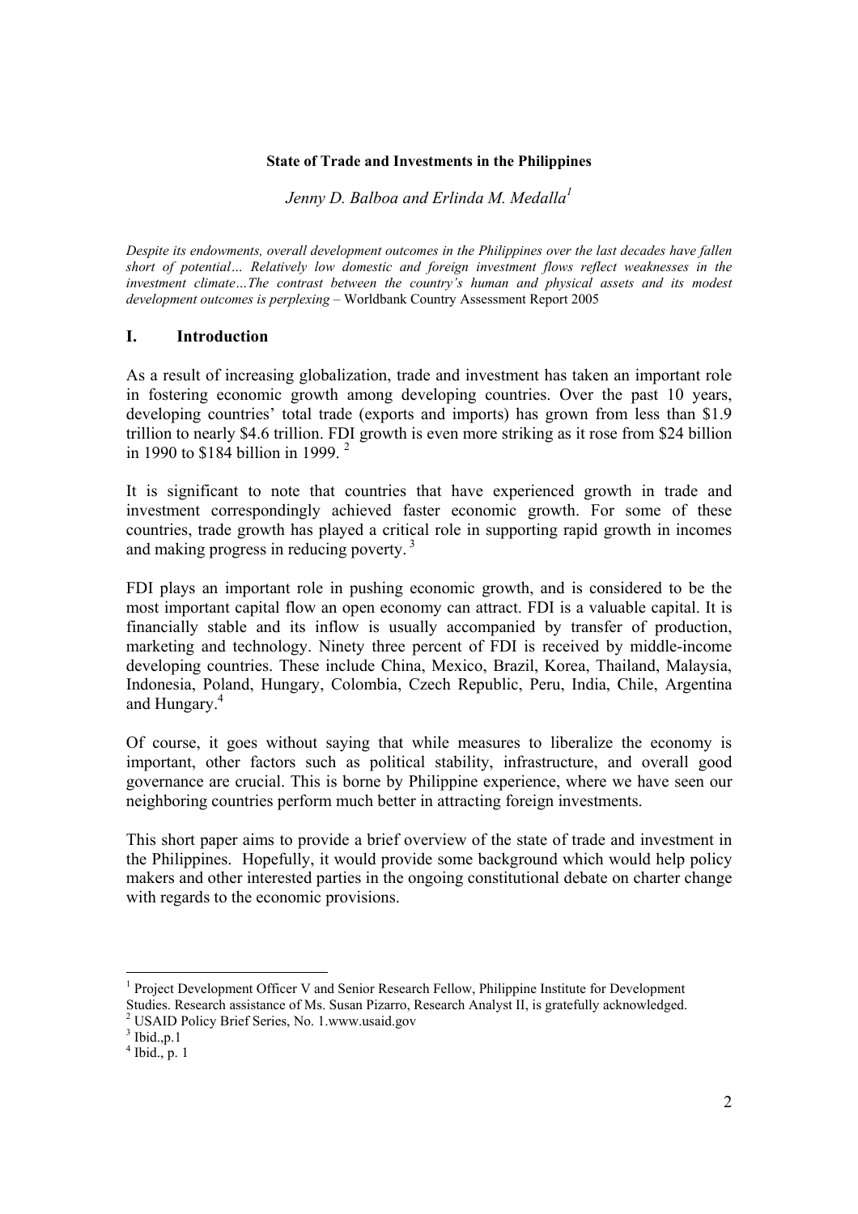**State of Trade and Investments in the Philippines**

*Jenny D. Balboa and Erlinda M. Medalla*[1]

*Despite its endowments, overall development outcomes in the Philippines over the last decades have fallen short of potential… Relatively low domestic and foreign investment flows reflect weaknesses in the investment climate…The contrast between the country's human and physical assets and its modest development outcomes is perplexing* – Worldbank Country Assessment Report 2005

## I. Introduction

As a result of increasing globalization, trade and investment has taken an important role in fostering economic growth among developing countries. Over the past 10 years, developing countries' total trade (exports and imports) has grown from less than $1.9 trillion to nearly $4.6 trillion. FDI growth is even more striking as it rose from $24 billion in 1990 to $184 billion in 1999. [2]

It is significant to note that countries that have experienced growth in trade and investment correspondingly achieved faster economic growth. For some of these countries, trade growth has played a critical role in supporting rapid growth in incomes and making progress in reducing poverty. [3]

FDI plays an important role in pushing economic growth, and is considered to be the most important capital flow an open economy can attract. FDI is a valuable capital. It is financially stable and its inflow is usually accompanied by transfer of production, marketing and technology. Ninety three percent of FDI is received by middle-income developing countries. These include China, Mexico, Brazil, Korea, Thailand, Malaysia, Indonesia, Poland, Hungary, Colombia, Czech Republic, Peru, India, Chile, Argentina and Hungary.[4]

Of course, it goes without saying that while measures to liberalize the economy is important, other factors such as political stability, infrastructure, and overall good governance are crucial. This is borne by Philippine experience, where we have seen our neighboring countries perform much better in attracting foreign investments.

This short paper aims to provide a brief overview of the state of trade and investment in the Philippines. Hopefully, it would provide some background which would help policy makers and other interested parties in the ongoing constitutional debate on charter change with regards to the economic provisions.

---

[1] Project Development Officer V and Senior Research Fellow, Philippine Institute for Development Studies. Research assistance of Ms. Susan Pizarro, Research Analyst II, is gratefully acknowledged.

[2] USAID Policy Brief Series, No. 1.www.usaid.gov

[3] Ibid.,p.1

[4] Ibid., p. 1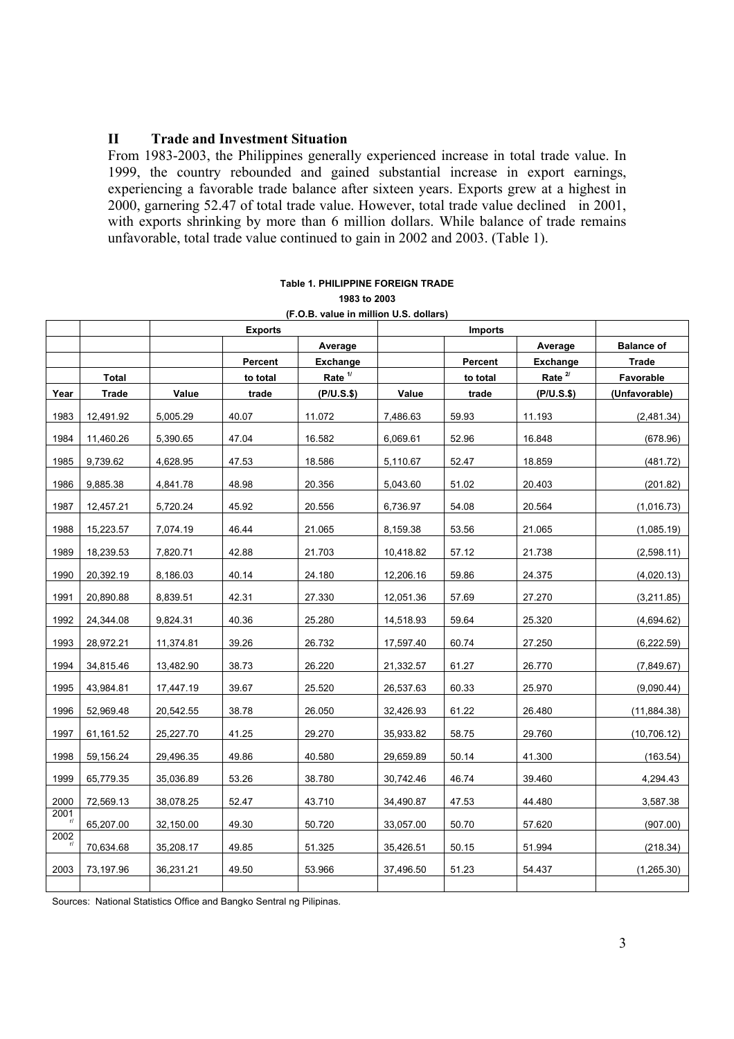## II Trade and Investment Situation

From 1983-2003, the Philippines generally experienced increase in total trade value. In 1999, the country rebounded and gained substantial increase in export earnings, experiencing a favorable trade balance after sixteen years. Exports grew at a highest in 2000, garnering 52.47 of total trade value. However, total trade value declined in 2001, with exports shrinking by more than 6 million dollars. While balance of trade remains unfavorable, total trade value continued to gain in 2002 and 2003. (Table 1).

**Table 1. PHILIPPINE FOREIGN TRADE**
**1983 to 2003**
**(F.O.B. value in million U.S. dollars)**

| Year | Total Trade | Exports | | | Imports | | | Balance of Trade Favorable (Unfavorable) |
|---|---|---|---|---|---|---|---|---|
| | | Value | Percent to total trade | Average Exchange Rate [1/] (P/U.S.$) | Value | Percent to total trade | Average Exchange Rate [2/] (P/U.S.$) | |
| 1983 | 12,491.92 | 5,005.29 | 40.07 | 11.072 | 7,486.63 | 59.93 | 11.193 | (2,481.34) |
| 1984 | 11,460.26 | 5,390.65 | 47.04 | 16.582 | 6,069.61 | 52.96 | 16.848 | (678.96) |
| 1985 | 9,739.62 | 4,628.95 | 47.53 | 18.586 | 5,110.67 | 52.47 | 18.859 | (481.72) |
| 1986 | 9,885.38 | 4,841.78 | 48.98 | 20.356 | 5,043.60 | 51.02 | 20.403 | (201.82) |
| 1987 | 12,457.21 | 5,720.24 | 45.92 | 20.556 | 6,736.97 | 54.08 | 20.564 | (1,016.73) |
| 1988 | 15,223.57 | 7,074.19 | 46.44 | 21.065 | 8,159.38 | 53.56 | 21.065 | (1,085.19) |
| 1989 | 18,239.53 | 7,820.71 | 42.88 | 21.703 | 10,418.82 | 57.12 | 21.738 | (2,598.11) |
| 1990 | 20,392.19 | 8,186.03 | 40.14 | 24.180 | 12,206.16 | 59.86 | 24.375 | (4,020.13) |
| 1991 | 20,890.88 | 8,839.51 | 42.31 | 27.330 | 12,051.36 | 57.69 | 27.270 | (3,211.85) |
| 1992 | 24,344.08 | 9,824.31 | 40.36 | 25.280 | 14,518.93 | 59.64 | 25.320 | (4,694.62) |
| 1993 | 28,972.21 | 11,374.81 | 39.26 | 26.732 | 17,597.40 | 60.74 | 27.250 | (6,222.59) |
| 1994 | 34,815.46 | 13,482.90 | 38.73 | 26.220 | 21,332.57 | 61.27 | 26.770 | (7,849.67) |
| 1995 | 43,984.81 | 17,447.19 | 39.67 | 25.520 | 26,537.63 | 60.33 | 25.970 | (9,090.44) |
| 1996 | 52,969.48 | 20,542.55 | 38.78 | 26.050 | 32,426.93 | 61.22 | 26.480 | (11,884.38) |
| 1997 | 61,161.52 | 25,227.70 | 41.25 | 29.270 | 35,933.82 | 58.75 | 29.760 | (10,706.12) |
| 1998 | 59,156.24 | 29,496.35 | 49.86 | 40.580 | 29,659.89 | 50.14 | 41.300 | (163.54) |
| 1999 | 65,779.35 | 35,036.89 | 53.26 | 38.780 | 30,742.46 | 46.74 | 39.460 | 4,294.43 |
| 2000 | 72,569.13 | 38,078.25 | 52.47 | 43.710 | 34,490.87 | 47.53 | 44.480 | 3,587.38 |
| 2001 [r/] | 65,207.00 | 32,150.00 | 49.30 | 50.720 | 33,057.00 | 50.70 | 57.620 | (907.00) |
| 2002 [r/] | 70,634.68 | 35,208.17 | 49.85 | 51.325 | 35,426.51 | 50.15 | 51.994 | (218.34) |
| 2003 | 73,197.96 | 36,231.21 | 49.50 | 53.966 | 37,496.50 | 51.23 | 54.437 | (1,265.30) |

Sources: National Statistics Office and Bangko Sentral ng Pilipinas.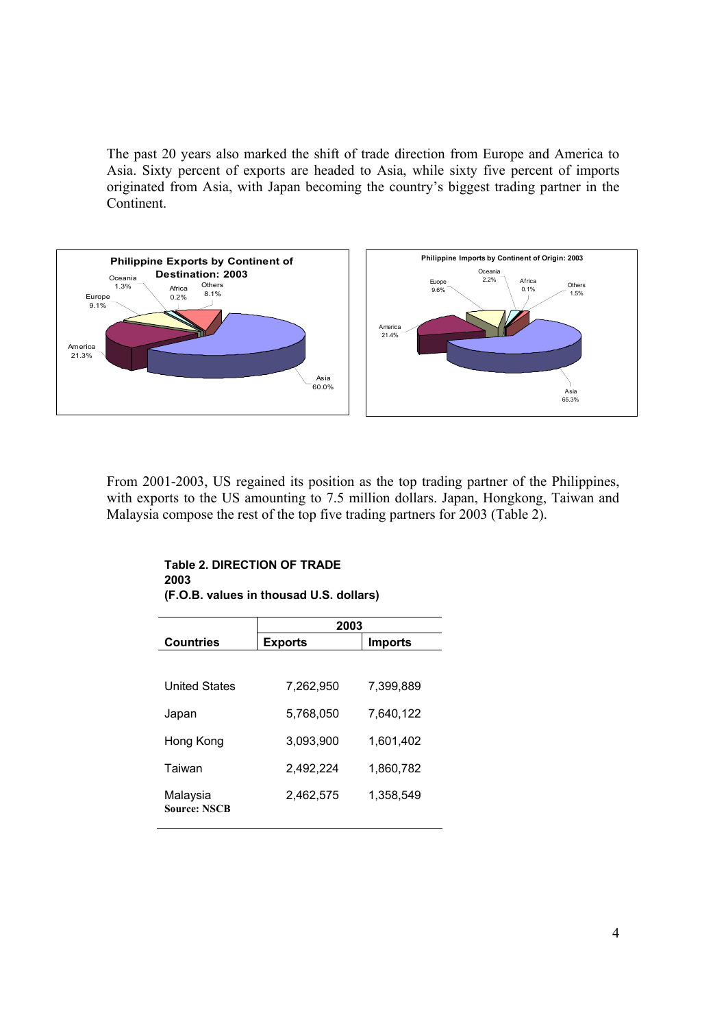The past 20 years also marked the shift of trade direction from Europe and America to Asia. Sixty percent of exports are headed to Asia, while sixty five percent of imports originated from Asia, with Japan becoming the country's biggest trading partner in the Continent.

From 2001-2003, US regained its position as the top trading partner of the Philippines, with exports to the US amounting to 7.5 million dollars. Japan, Hongkong, Taiwan and Malaysia compose the rest of the top five trading partners for 2003 (Table 2).

**Table 2. DIRECTION OF TRADE**
**2003**
**(F.O.B. values in thousad U.S. dollars)**

| Countries | 2003 | |
|---|---|---|
| | **Exports** | **Imports** |
| United States | 7,262,950 | 7,399,889 |
| Japan | 5,768,050 | 7,640,122 |
| Hong Kong | 3,093,900 | 1,601,402 |
| Taiwan | 2,492,224 | 1,860,782 |
| Malaysia | 2,462,575 | 1,358,549 |

**Source: NSCB**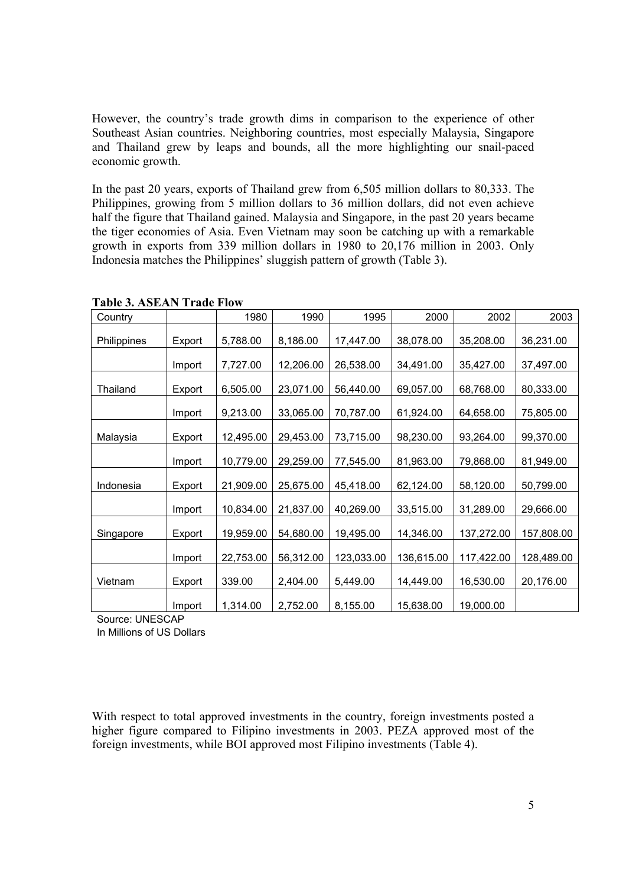However, the country's trade growth dims in comparison to the experience of other Southeast Asian countries. Neighboring countries, most especially Malaysia, Singapore and Thailand grew by leaps and bounds, all the more highlighting our snail-paced economic growth.

In the past 20 years, exports of Thailand grew from 6,505 million dollars to 80,333. The Philippines, growing from 5 million dollars to 36 million dollars, did not even achieve half the figure that Thailand gained. Malaysia and Singapore, in the past 20 years became the tiger economies of Asia. Even Vietnam may soon be catching up with a remarkable growth in exports from 339 million dollars in 1980 to 20,176 million in 2003. Only Indonesia matches the Philippines' sluggish pattern of growth (Table 3).

**Table 3. ASEAN Trade Flow**

| Country | | 1980 | 1990 | 1995 | 2000 | 2002 | 2003 |
|---|---|---|---|---|---|---|---|
| Philippines | Export | 5,788.00 | 8,186.00 | 17,447.00 | 38,078.00 | 35,208.00 | 36,231.00 |
| | Import | 7,727.00 | 12,206.00 | 26,538.00 | 34,491.00 | 35,427.00 | 37,497.00 |
| Thailand | Export | 6,505.00 | 23,071.00 | 56,440.00 | 69,057.00 | 68,768.00 | 80,333.00 |
| | Import | 9,213.00 | 33,065.00 | 70,787.00 | 61,924.00 | 64,658.00 | 75,805.00 |
| Malaysia | Export | 12,495.00 | 29,453.00 | 73,715.00 | 98,230.00 | 93,264.00 | 99,370.00 |
| | Import | 10,779.00 | 29,259.00 | 77,545.00 | 81,963.00 | 79,868.00 | 81,949.00 |
| Indonesia | Export | 21,909.00 | 25,675.00 | 45,418.00 | 62,124.00 | 58,120.00 | 50,799.00 |
| | Import | 10,834.00 | 21,837.00 | 40,269.00 | 33,515.00 | 31,289.00 | 29,666.00 |
| Singapore | Export | 19,959.00 | 54,680.00 | 19,495.00 | 14,346.00 | 137,272.00 | 157,808.00 |
| | Import | 22,753.00 | 56,312.00 | 123,033.00 | 136,615.00 | 117,422.00 | 128,489.00 |
| Vietnam | Export | 339.00 | 2,404.00 | 5,449.00 | 14,449.00 | 16,530.00 | 20,176.00 |
| | Import | 1,314.00 | 2,752.00 | 8,155.00 | 15,638.00 | 19,000.00 | |

Source: UNESCAP
In Millions of US Dollars

With respect to total approved investments in the country, foreign investments posted a higher figure compared to Filipino investments in 2003. PEZA approved most of the foreign investments, while BOI approved most Filipino investments (Table 4).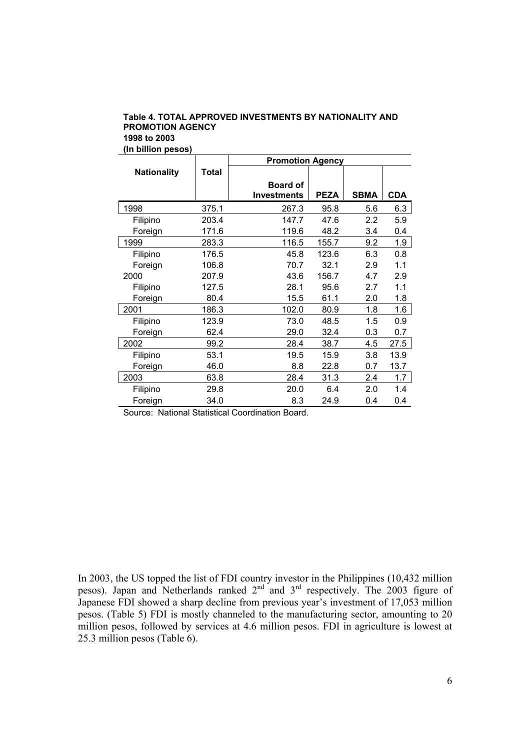**Table 4. TOTAL APPROVED INVESTMENTS BY NATIONALITY AND PROMOTION AGENCY**
**1998 to 2003**
**(In billion pesos)**

| Nationality | Total | Promotion Agency | | | |
|---|---|---|---|---|---|
| | | **Board of Investments** | **PEZA** | **SBMA** | **CDA** |
| 1998 | 375.1 | 267.3 | 95.8 | 5.6 | 6.3 |
| Filipino | 203.4 | 147.7 | 47.6 | 2.2 | 5.9 |
| Foreign | 171.6 | 119.6 | 48.2 | 3.4 | 0.4 |
| 1999 | 283.3 | 116.5 | 155.7 | 9.2 | 1.9 |
| Filipino | 176.5 | 45.8 | 123.6 | 6.3 | 0.8 |
| Foreign | 106.8 | 70.7 | 32.1 | 2.9 | 1.1 |
| 2000 | 207.9 | 43.6 | 156.7 | 4.7 | 2.9 |
| Filipino | 127.5 | 28.1 | 95.6 | 2.7 | 1.1 |
| Foreign | 80.4 | 15.5 | 61.1 | 2.0 | 1.8 |
| 2001 | 186.3 | 102.0 | 80.9 | 1.8 | 1.6 |
| Filipino | 123.9 | 73.0 | 48.5 | 1.5 | 0.9 |
| Foreign | 62.4 | 29.0 | 32.4 | 0.3 | 0.7 |
| 2002 | 99.2 | 28.4 | 38.7 | 4.5 | 27.5 |
| Filipino | 53.1 | 19.5 | 15.9 | 3.8 | 13.9 |
| Foreign | 46.0 | 8.8 | 22.8 | 0.7 | 13.7 |
| 2003 | 63.8 | 28.4 | 31.3 | 2.4 | 1.7 |
| Filipino | 29.8 | 20.0 | 6.4 | 2.0 | 1.4 |
| Foreign | 34.0 | 8.3 | 24.9 | 0.4 | 0.4 |

Source: National Statistical Coordination Board.

In 2003, the US topped the list of FDI country investor in the Philippines (10,432 million pesos). Japan and Netherlands ranked 2nd and 3rd respectively. The 2003 figure of Japanese FDI showed a sharp decline from previous year's investment of 17,053 million pesos. (Table 5) FDI is mostly channeled to the manufacturing sector, amounting to 20 million pesos, followed by services at 4.6 million pesos. FDI in agriculture is lowest at 25.3 million pesos (Table 6).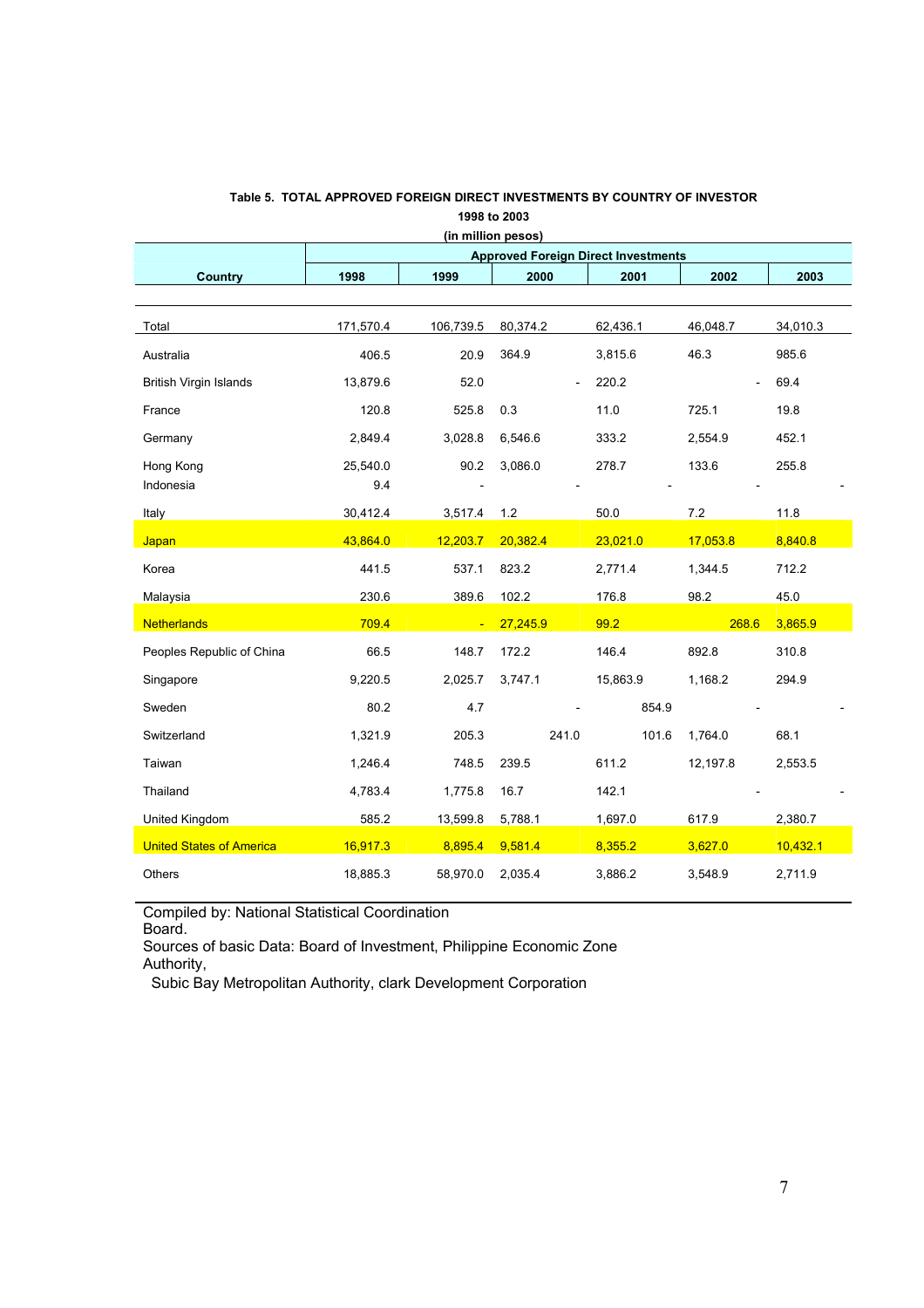**Table 5. TOTAL APPROVED FOREIGN DIRECT INVESTMENTS BY COUNTRY OF INVESTOR**
**1998 to 2003**
**(in million pesos)**

| Country | Approved Foreign Direct Investments | | | | | |
|---|---|---|---|---|---|---|
| | 1998 | 1999 | 2000 | 2001 | 2002 | 2003 |
| Total | 171,570.4 | 106,739.5 | 80,374.2 | 62,436.1 | 46,048.7 | 34,010.3 |
| Australia | 406.5 | 20.9 | 364.9 | 3,815.6 | 46.3 | 985.6 |
| British Virgin Islands | 13,879.6 | 52.0 | - | 220.2 | - | 69.4 |
| France | 120.8 | 525.8 | 0.3 | 11.0 | 725.1 | 19.8 |
| Germany | 2,849.4 | 3,028.8 | 6,546.6 | 333.2 | 2,554.9 | 452.1 |
| Hong Kong | 25,540.0 | 90.2 | 3,086.0 | 278.7 | 133.6 | 255.8 |
| Indonesia | 9.4 | - | - | - | - | - |
| Italy | 30,412.4 | 3,517.4 | 1.2 | 50.0 | 7.2 | 11.8 |
| Japan | 43,864.0 | 12,203.7 | 20,382.4 | 23,021.0 | 17,053.8 | 8,840.8 |
| Korea | 441.5 | 537.1 | 823.2 | 2,771.4 | 1,344.5 | 712.2 |
| Malaysia | 230.6 | 389.6 | 102.2 | 176.8 | 98.2 | 45.0 |
| Netherlands | 709.4 | - | 27,245.9 | 99.2 | 268.6 | 3,865.9 |
| Peoples Republic of China | 66.5 | 148.7 | 172.2 | 146.4 | 892.8 | 310.8 |
| Singapore | 9,220.5 | 2,025.7 | 3,747.1 | 15,863.9 | 1,168.2 | 294.9 |
| Sweden | 80.2 | 4.7 | - | 854.9 | - | - |
| Switzerland | 1,321.9 | 205.3 | 241.0 | 101.6 | 1,764.0 | 68.1 |
| Taiwan | 1,246.4 | 748.5 | 239.5 | 611.2 | 12,197.8 | 2,553.5 |
| Thailand | 4,783.4 | 1,775.8 | 16.7 | 142.1 | - | - |
| United Kingdom | 585.2 | 13,599.8 | 5,788.1 | 1,697.0 | 617.9 | 2,380.7 |
| United States of America | 16,917.3 | 8,895.4 | 9,581.4 | 8,355.2 | 3,627.0 | 10,432.1 |
| Others | 18,885.3 | 58,970.0 | 2,035.4 | 3,886.2 | 3,548.9 | 2,711.9 |

Compiled by: National Statistical Coordination Board.
Sources of basic Data: Board of Investment, Philippine Economic Zone Authority,
Subic Bay Metropolitan Authority, clark Development Corporation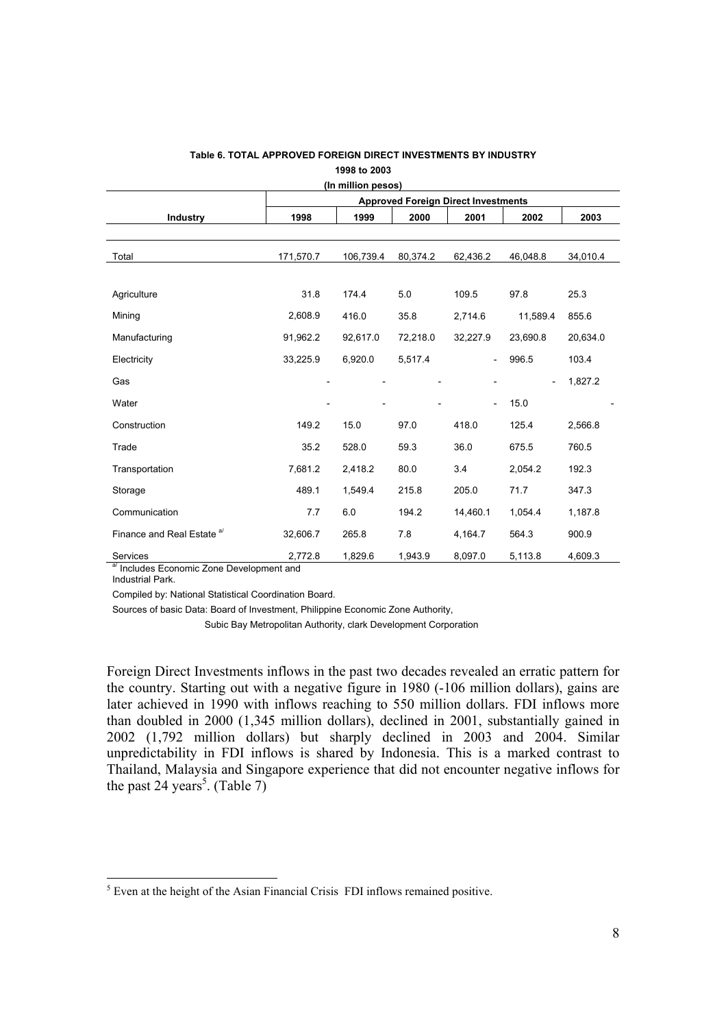**Table 6. TOTAL APPROVED FOREIGN DIRECT INVESTMENTS BY INDUSTRY**
**1998 to 2003**
**(In million pesos)**

| Industry | Approved Foreign Direct Investments | | | | | |
|---|---|---|---|---|---|---|
| | **1998** | **1999** | **2000** | **2001** | **2002** | **2003** |
| Total | 171,570.7 | 106,739.4 | 80,374.2 | 62,436.2 | 46,048.8 | 34,010.4 |
| Agriculture | 31.8 | 174.4 | 5.0 | 109.5 | 97.8 | 25.3 |
| Mining | 2,608.9 | 416.0 | 35.8 | 2,714.6 | 11,589.4 | 855.6 |
| Manufacturing | 91,962.2 | 92,617.0 | 72,218.0 | 32,227.9 | 23,690.8 | 20,634.0 |
| Electricity | 33,225.9 | 6,920.0 | 5,517.4 | - | 996.5 | 103.4 |
| Gas | - | - | - | - | - | 1,827.2 |
| Water | - | - | - | - | 15.0 | - |
| Construction | 149.2 | 15.0 | 97.0 | 418.0 | 125.4 | 2,566.8 |
| Trade | 35.2 | 528.0 | 59.3 | 36.0 | 675.5 | 760.5 |
| Transportation | 7,681.2 | 2,418.2 | 80.0 | 3.4 | 2,054.2 | 192.3 |
| Storage | 489.1 | 1,549.4 | 215.8 | 205.0 | 71.7 | 347.3 |
| Communication | 7.7 | 6.0 | 194.2 | 14,460.1 | 1,054.4 | 1,187.8 |
| Finance and Real Estate [a/] | 32,606.7 | 265.8 | 7.8 | 4,164.7 | 564.3 | 900.9 |
| Services | 2,772.8 | 1,829.6 | 1,943.9 | 8,097.0 | 5,113.8 | 4,609.3 |

[a/] Includes Economic Zone Development and Industrial Park.

Compiled by: National Statistical Coordination Board.

Sources of basic Data: Board of Investment, Philippine Economic Zone Authority, Subic Bay Metropolitan Authority, clark Development Corporation

Foreign Direct Investments inflows in the past two decades revealed an erratic pattern for the country. Starting out with a negative figure in 1980 (-106 million dollars), gains are later achieved in 1990 with inflows reaching to 550 million dollars. FDI inflows more than doubled in 2000 (1,345 million dollars), declined in 2001, substantially gained in 2002 (1,792 million dollars) but sharply declined in 2003 and 2004. Similar unpredictability in FDI inflows is shared by Indonesia. This is a marked contrast to Thailand, Malaysia and Singapore experience that did not encounter negative inflows for the past 24 years[5]. (Table 7)

[5] Even at the height of the Asian Financial Crisis FDI inflows remained positive.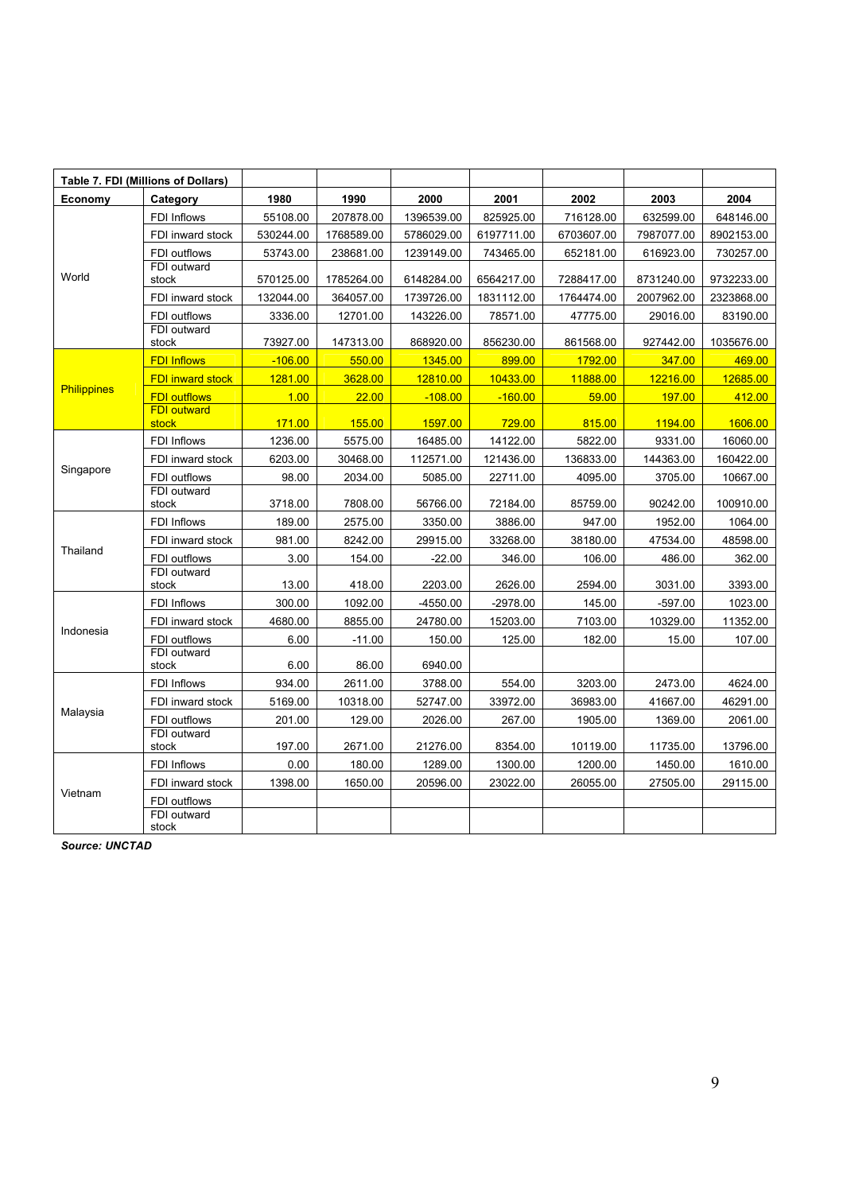| Table 7. FDI (Millions of Dollars) | | | | | | | | |
|---|---|---|---|---|---|---|---|---|
| **Economy** | **Category** | **1980** | **1990** | **2000** | **2001** | **2002** | **2003** | **2004** |
| World | FDI Inflows | 55108.00 | 207878.00 | 1396539.00 | 825925.00 | 716128.00 | 632599.00 | 648146.00 |
| | FDI inward stock | 530244.00 | 1768589.00 | 5786029.00 | 6197711.00 | 6703607.00 | 7987077.00 | 8902153.00 |
| | FDI outflows | 53743.00 | 238681.00 | 1239149.00 | 743465.00 | 652181.00 | 616923.00 | 730257.00 |
| | FDI outward stock | 570125.00 | 1785264.00 | 6148284.00 | 6564217.00 | 7288417.00 | 8731240.00 | 9732233.00 |
| | FDI inward stock | 132044.00 | 364057.00 | 1739726.00 | 1831112.00 | 1764474.00 | 2007962.00 | 2323868.00 |
| | FDI outflows | 3336.00 | 12701.00 | 143226.00 | 78571.00 | 47775.00 | 29016.00 | 83190.00 |
| | FDI outward stock | 73927.00 | 147313.00 | 868920.00 | 856230.00 | 861568.00 | 927442.00 | 1035676.00 |
| Philippines | FDI Inflows | -106.00 | 550.00 | 1345.00 | 899.00 | 1792.00 | 347.00 | 469.00 |
| | FDI inward stock | 1281.00 | 3628.00 | 12810.00 | 10433.00 | 11888.00 | 12216.00 | 12685.00 |
| | FDI outflows | 1.00 | 22.00 | -108.00 | -160.00 | 59.00 | 197.00 | 412.00 |
| | FDI outward stock | 171.00 | 155.00 | 1597.00 | 729.00 | 815.00 | 1194.00 | 1606.00 |
| Singapore | FDI Inflows | 1236.00 | 5575.00 | 16485.00 | 14122.00 | 5822.00 | 9331.00 | 16060.00 |
| | FDI inward stock | 6203.00 | 30468.00 | 112571.00 | 121436.00 | 136833.00 | 144363.00 | 160422.00 |
| | FDI outflows | 98.00 | 2034.00 | 5085.00 | 22711.00 | 4095.00 | 3705.00 | 10667.00 |
| | FDI outward stock | 3718.00 | 7808.00 | 56766.00 | 72184.00 | 85759.00 | 90242.00 | 100910.00 |
| Thailand | FDI Inflows | 189.00 | 2575.00 | 3350.00 | 3886.00 | 947.00 | 1952.00 | 1064.00 |
| | FDI inward stock | 981.00 | 8242.00 | 29915.00 | 33268.00 | 38180.00 | 47534.00 | 48598.00 |
| | FDI outflows | 3.00 | 154.00 | -22.00 | 346.00 | 106.00 | 486.00 | 362.00 |
| | FDI outward stock | 13.00 | 418.00 | 2203.00 | 2626.00 | 2594.00 | 3031.00 | 3393.00 |
| Indonesia | FDI Inflows | 300.00 | 1092.00 | -4550.00 | -2978.00 | 145.00 | -597.00 | 1023.00 |
| | FDI inward stock | 4680.00 | 8855.00 | 24780.00 | 15203.00 | 7103.00 | 10329.00 | 11352.00 |
| | FDI outflows | 6.00 | -11.00 | 150.00 | 125.00 | 182.00 | 15.00 | 107.00 |
| | FDI outward stock | 6.00 | 86.00 | 6940.00 | | | | |
| Malaysia | FDI Inflows | 934.00 | 2611.00 | 3788.00 | 554.00 | 3203.00 | 2473.00 | 4624.00 |
| | FDI inward stock | 5169.00 | 10318.00 | 52747.00 | 33972.00 | 36983.00 | 41667.00 | 46291.00 |
| | FDI outflows | 201.00 | 129.00 | 2026.00 | 267.00 | 1905.00 | 1369.00 | 2061.00 |
| | FDI outward stock | 197.00 | 2671.00 | 21276.00 | 8354.00 | 10119.00 | 11735.00 | 13796.00 |
| Vietnam | FDI Inflows | 0.00 | 180.00 | 1289.00 | 1300.00 | 1200.00 | 1450.00 | 1610.00 |
| | FDI inward stock | 1398.00 | 1650.00 | 20596.00 | 23022.00 | 26055.00 | 27505.00 | 29115.00 |
| | FDI outflows | | | | | | | |
| | FDI outward stock | | | | | | | |

***Source: UNCTAD***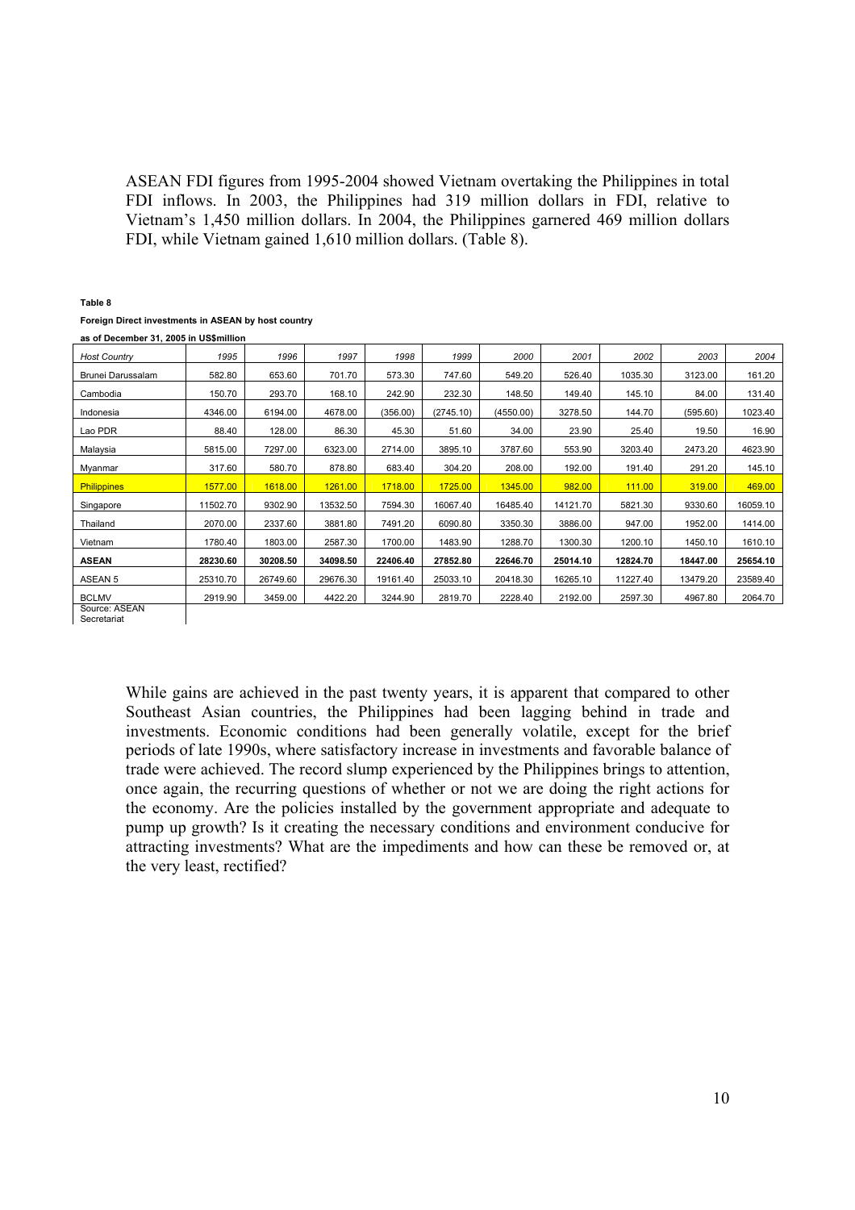ASEAN FDI figures from 1995-2004 showed Vietnam overtaking the Philippines in total FDI inflows. In 2003, the Philippines had 319 million dollars in FDI, relative to Vietnam's 1,450 million dollars. In 2004, the Philippines garnered 469 million dollars FDI, while Vietnam gained 1,610 million dollars. (Table 8).

**Table 8**

**Foreign Direct investments in ASEAN by host country**

**as of December 31, 2005 in US$million**

| *Host Country* | *1995* | *1996* | *1997* | *1998* | *1999* | *2000* | *2001* | *2002* | *2003* | *2004* |
|---|---|---|---|---|---|---|---|---|---|---|
| Brunei Darussalam | 582.80 | 653.60 | 701.70 | 573.30 | 747.60 | 549.20 | 526.40 | 1035.30 | 3123.00 | 161.20 |
| Cambodia | 150.70 | 293.70 | 168.10 | 242.90 | 232.30 | 148.50 | 149.40 | 145.10 | 84.00 | 131.40 |
| Indonesia | 4346.00 | 6194.00 | 4678.00 | (356.00) | (2745.10) | (4550.00) | 3278.50 | 144.70 | (595.60) | 1023.40 |
| Lao PDR | 88.40 | 128.00 | 86.30 | 45.30 | 51.60 | 34.00 | 23.90 | 25.40 | 19.50 | 16.90 |
| Malaysia | 5815.00 | 7297.00 | 6323.00 | 2714.00 | 3895.10 | 3787.60 | 553.90 | 3203.40 | 2473.20 | 4623.90 |
| Myanmar | 317.60 | 580.70 | 878.80 | 683.40 | 304.20 | 208.00 | 192.00 | 191.40 | 291.20 | 145.10 |
| Philippines | 1577.00 | 1618.00 | 1261.00 | 1718.00 | 1725.00 | 1345.00 | 982.00 | 111.00 | 319.00 | 469.00 |
| Singapore | 11502.70 | 9302.90 | 13532.50 | 7594.30 | 16067.40 | 16485.40 | 14121.70 | 5821.30 | 9330.60 | 16059.10 |
| Thailand | 2070.00 | 2337.60 | 3881.80 | 7491.20 | 6090.80 | 3350.30 | 3886.00 | 947.00 | 1952.00 | 1414.00 |
| Vietnam | 1780.40 | 1803.00 | 2587.30 | 1700.00 | 1483.90 | 1288.70 | 1300.30 | 1200.10 | 1450.10 | 1610.10 |
| **ASEAN** | **28230.60** | **30208.50** | **34098.50** | **22406.40** | **27852.80** | **22646.70** | **25014.10** | **12824.70** | **18447.00** | **25654.10** |
| ASEAN 5 | 25310.70 | 26749.60 | 29676.30 | 19161.40 | 25033.10 | 20418.30 | 16265.10 | 11227.40 | 13479.20 | 23589.40 |
| BCLMV | 2919.90 | 3459.00 | 4422.20 | 3244.90 | 2819.70 | 2228.40 | 2192.00 | 2597.30 | 4967.80 | 2064.70 |

Source: ASEAN Secretariat

While gains are achieved in the past twenty years, it is apparent that compared to other Southeast Asian countries, the Philippines had been lagging behind in trade and investments. Economic conditions had been generally volatile, except for the brief periods of late 1990s, where satisfactory increase in investments and favorable balance of trade were achieved. The record slump experienced by the Philippines brings to attention, once again, the recurring questions of whether or not we are doing the right actions for the economy. Are the policies installed by the government appropriate and adequate to pump up growth? Is it creating the necessary conditions and environment conducive for attracting investments? What are the impediments and how can these be removed or, at the very least, rectified?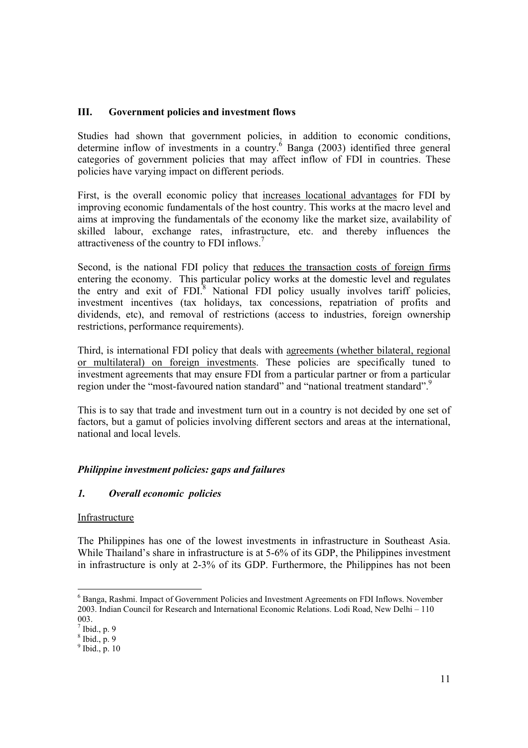## III. Government policies and investment flows

Studies had shown that government policies, in addition to economic conditions, determine inflow of investments in a country.[6] Banga (2003) identified three general categories of government policies that may affect inflow of FDI in countries. These policies have varying impact on different periods.

First, is the overall economic policy that <u>increases locational advantages</u> for FDI by improving economic fundamentals of the host country. This works at the macro level and aims at improving the fundamentals of the economy like the market size, availability of skilled labour, exchange rates, infrastructure, etc. and thereby influences the attractiveness of the country to FDI inflows.[7]

Second, is the national FDI policy that <u>reduces the transaction costs of foreign firms</u> entering the economy. This particular policy works at the domestic level and regulates the entry and exit of FDI.[8] National FDI policy usually involves tariff policies, investment incentives (tax holidays, tax concessions, repatriation of profits and dividends, etc), and removal of restrictions (access to industries, foreign ownership restrictions, performance requirements).

Third, is international FDI policy that deals with <u>agreements (whether bilateral, regional or multilateral) on foreign investments</u>. These policies are specifically tuned to investment agreements that may ensure FDI from a particular partner or from a particular region under the "most-favoured nation standard" and "national treatment standard".[9]

This is to say that trade and investment turn out in a country is not decided by one set of factors, but a gamut of policies involving different sectors and areas at the international, national and local levels.

### *Philippine investment policies: gaps and failures*

### *1. Overall economic policies*

<u>Infrastructure</u>

The Philippines has one of the lowest investments in infrastructure in Southeast Asia. While Thailand's share in infrastructure is at 5-6% of its GDP, the Philippines investment in infrastructure is only at 2-3% of its GDP. Furthermore, the Philippines has not been

---

[6] Banga, Rashmi. Impact of Government Policies and Investment Agreements on FDI Inflows. November 2003. Indian Council for Research and International Economic Relations. Lodi Road, New Delhi – 110 003.

[7] Ibid., p. 9

[8] Ibid., p. 9

[9] Ibid., p. 10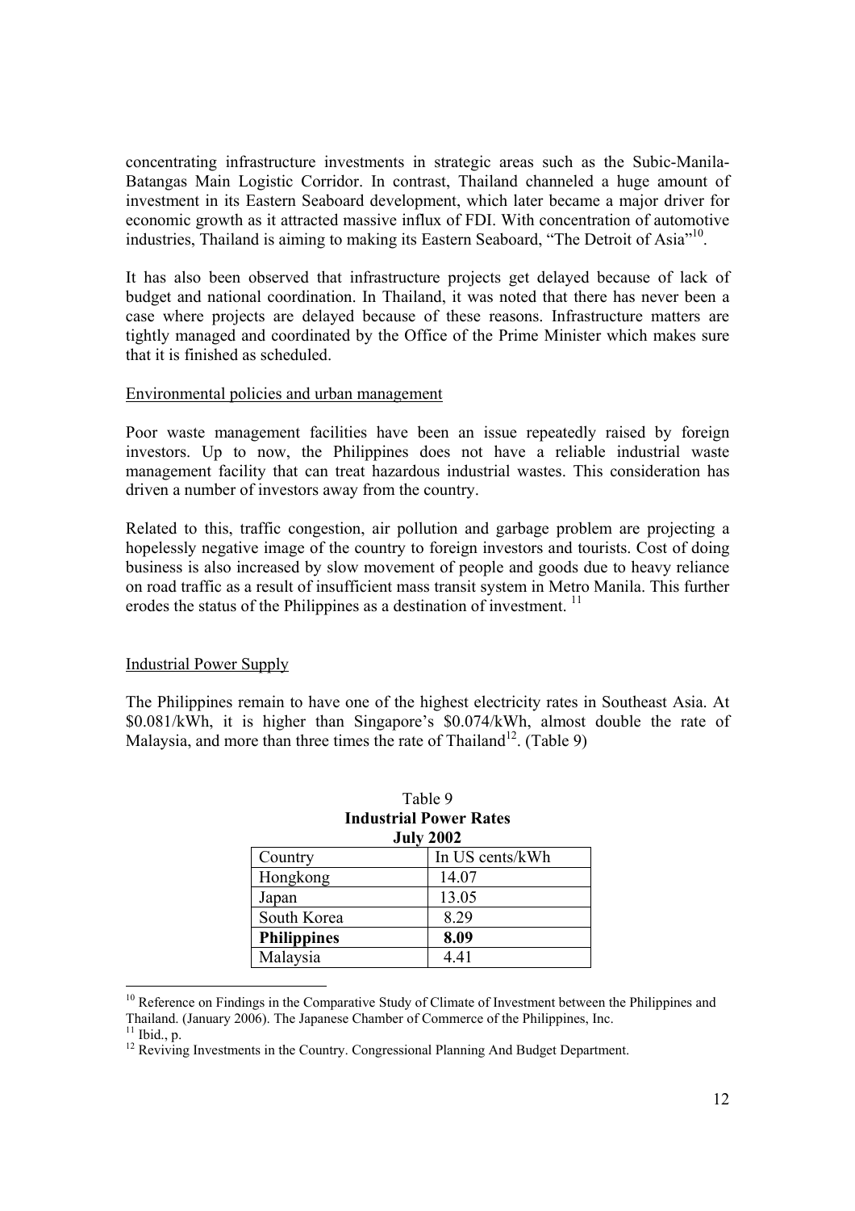concentrating infrastructure investments in strategic areas such as the Subic-Manila-Batangas Main Logistic Corridor. In contrast, Thailand channeled a huge amount of investment in its Eastern Seaboard development, which later became a major driver for economic growth as it attracted massive influx of FDI. With concentration of automotive industries, Thailand is aiming to making its Eastern Seaboard, "The Detroit of Asia"[10].

It has also been observed that infrastructure projects get delayed because of lack of budget and national coordination. In Thailand, it was noted that there has never been a case where projects are delayed because of these reasons. Infrastructure matters are tightly managed and coordinated by the Office of the Prime Minister which makes sure that it is finished as scheduled.

Environmental policies and urban management

Poor waste management facilities have been an issue repeatedly raised by foreign investors. Up to now, the Philippines does not have a reliable industrial waste management facility that can treat hazardous industrial wastes. This consideration has driven a number of investors away from the country.

Related to this, traffic congestion, air pollution and garbage problem are projecting a hopelessly negative image of the country to foreign investors and tourists. Cost of doing business is also increased by slow movement of people and goods due to heavy reliance on road traffic as a result of insufficient mass transit system in Metro Manila. This further erodes the status of the Philippines as a destination of investment. [11]

Industrial Power Supply

The Philippines remain to have one of the highest electricity rates in Southeast Asia. At \$0.081/kWh, it is higher than Singapore's \$0.074/kWh, almost double the rate of Malaysia, and more than three times the rate of Thailand[12]. (Table 9)

Table 9
**Industrial Power Rates**
**July 2002**

| Country | In US cents/kWh |
|---|---|
| Hongkong | 14.07 |
| Japan | 13.05 |
| South Korea | 8.29 |
| **Philippines** | **8.09** |
| Malaysia | 4.41 |

[10] Reference on Findings in the Comparative Study of Climate of Investment between the Philippines and Thailand. (January 2006). The Japanese Chamber of Commerce of the Philippines, Inc.
[11] Ibid., p.
[12] Reviving Investments in the Country. Congressional Planning And Budget Department.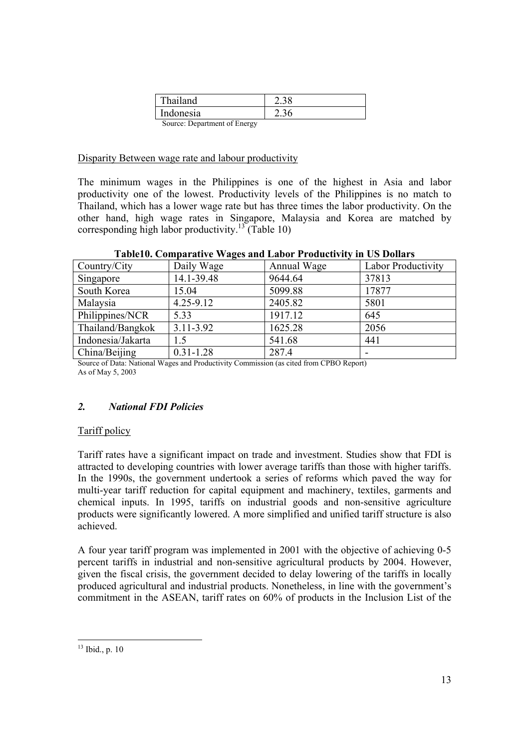| Thailand | 2.38 |
|---|---|
| Indonesia | 2.36 |

Source: Department of Energy

Disparity Between wage rate and labour productivity

The minimum wages in the Philippines is one of the highest in Asia and labor productivity one of the lowest. Productivity levels of the Philippines is no match to Thailand, which has a lower wage rate but has three times the labor productivity. On the other hand, high wage rates in Singapore, Malaysia and Korea are matched by corresponding high labor productivity.[13] (Table 10)

**Table10. Comparative Wages and Labor Productivity in US Dollars**

| Country/City | Daily Wage | Annual Wage | Labor Productivity |
|---|---|---|---|
| Singapore | 14.1-39.48 | 9644.64 | 37813 |
| South Korea | 15.04 | 5099.88 | 17877 |
| Malaysia | 4.25-9.12 | 2405.82 | 5801 |
| Philippines/NCR | 5.33 | 1917.12 | 645 |
| Thailand/Bangkok | 3.11-3.92 | 1625.28 | 2056 |
| Indonesia/Jakarta | 1.5 | 541.68 | 441 |
| China/Beijing | 0.31-1.28 | 287.4 | - |

Source of Data: National Wages and Productivity Commission (as cited from CPBO Report)
As of May 5, 2003

## *2. National FDI Policies*

Tariff policy

Tariff rates have a significant impact on trade and investment. Studies show that FDI is attracted to developing countries with lower average tariffs than those with higher tariffs. In the 1990s, the government undertook a series of reforms which paved the way for multi-year tariff reduction for capital equipment and machinery, textiles, garments and chemical inputs. In 1995, tariffs on industrial goods and non-sensitive agriculture products were significantly lowered. A more simplified and unified tariff structure is also achieved.

A four year tariff program was implemented in 2001 with the objective of achieving 0-5 percent tariffs in industrial and non-sensitive agricultural products by 2004. However, given the fiscal crisis, the government decided to delay lowering of the tariffs in locally produced agricultural and industrial products. Nonetheless, in line with the government's commitment in the ASEAN, tariff rates on 60% of products in the Inclusion List of the

[13] Ibid., p. 10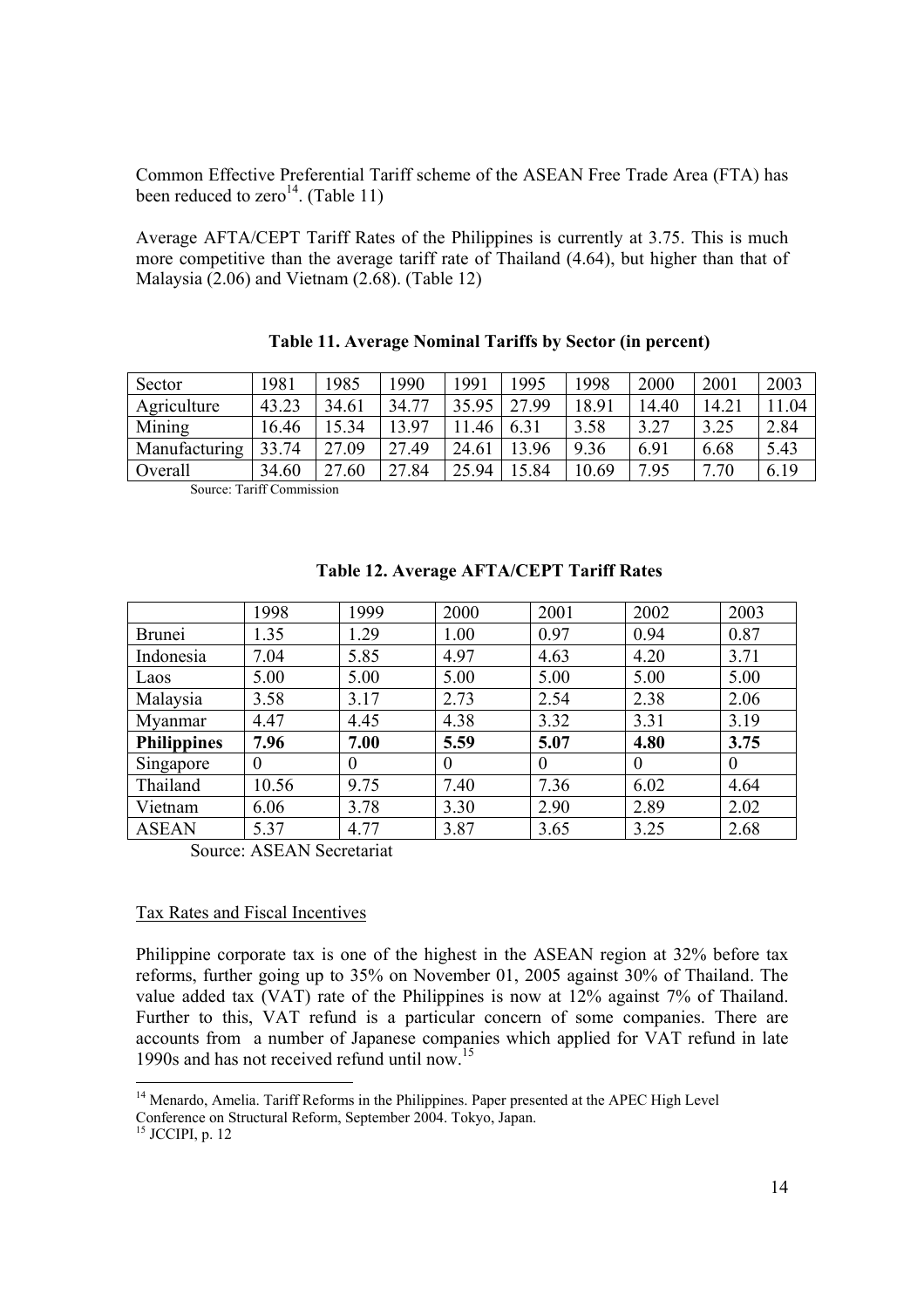Common Effective Preferential Tariff scheme of the ASEAN Free Trade Area (FTA) has been reduced to zero[14]. (Table 11)

Average AFTA/CEPT Tariff Rates of the Philippines is currently at 3.75. This is much more competitive than the average tariff rate of Thailand (4.64), but higher than that of Malaysia (2.06) and Vietnam (2.68). (Table 12)

**Table 11. Average Nominal Tariffs by Sector (in percent)**

| Sector | 1981 | 1985 | 1990 | 1991 | 1995 | 1998 | 2000 | 2001 | 2003 |
|---|---|---|---|---|---|---|---|---|---|
| Agriculture | 43.23 | 34.61 | 34.77 | 35.95 | 27.99 | 18.91 | 14.40 | 14.21 | 11.04 |
| Mining | 16.46 | 15.34 | 13.97 | 11.46 | 6.31 | 3.58 | 3.27 | 3.25 | 2.84 |
| Manufacturing | 33.74 | 27.09 | 27.49 | 24.61 | 13.96 | 9.36 | 6.91 | 6.68 | 5.43 |
| Overall | 34.60 | 27.60 | 27.84 | 25.94 | 15.84 | 10.69 | 7.95 | 7.70 | 6.19 |

Source: Tariff Commission

**Table 12. Average AFTA/CEPT Tariff Rates**

| | 1998 | 1999 | 2000 | 2001 | 2002 | 2003 |
|---|---|---|---|---|---|---|
| Brunei | 1.35 | 1.29 | 1.00 | 0.97 | 0.94 | 0.87 |
| Indonesia | 7.04 | 5.85 | 4.97 | 4.63 | 4.20 | 3.71 |
| Laos | 5.00 | 5.00 | 5.00 | 5.00 | 5.00 | 5.00 |
| Malaysia | 3.58 | 3.17 | 2.73 | 2.54 | 2.38 | 2.06 |
| Myanmar | 4.47 | 4.45 | 4.38 | 3.32 | 3.31 | 3.19 |
| **Philippines** | **7.96** | **7.00** | **5.59** | **5.07** | **4.80** | **3.75** |
| Singapore | 0 | 0 | 0 | 0 | 0 | 0 |
| Thailand | 10.56 | 9.75 | 7.40 | 7.36 | 6.02 | 4.64 |
| Vietnam | 6.06 | 3.78 | 3.30 | 2.90 | 2.89 | 2.02 |
| ASEAN | 5.37 | 4.77 | 3.87 | 3.65 | 3.25 | 2.68 |

Source: ASEAN Secretariat

Tax Rates and Fiscal Incentives

Philippine corporate tax is one of the highest in the ASEAN region at 32% before tax reforms, further going up to 35% on November 01, 2005 against 30% of Thailand. The value added tax (VAT) rate of the Philippines is now at 12% against 7% of Thailand. Further to this, VAT refund is a particular concern of some companies. There are accounts from a number of Japanese companies which applied for VAT refund in late 1990s and has not received refund until now.[15]

[14] Menardo, Amelia. Tariff Reforms in the Philippines. Paper presented at the APEC High Level Conference on Structural Reform, September 2004. Tokyo, Japan.

[15] JCCIPI, p. 12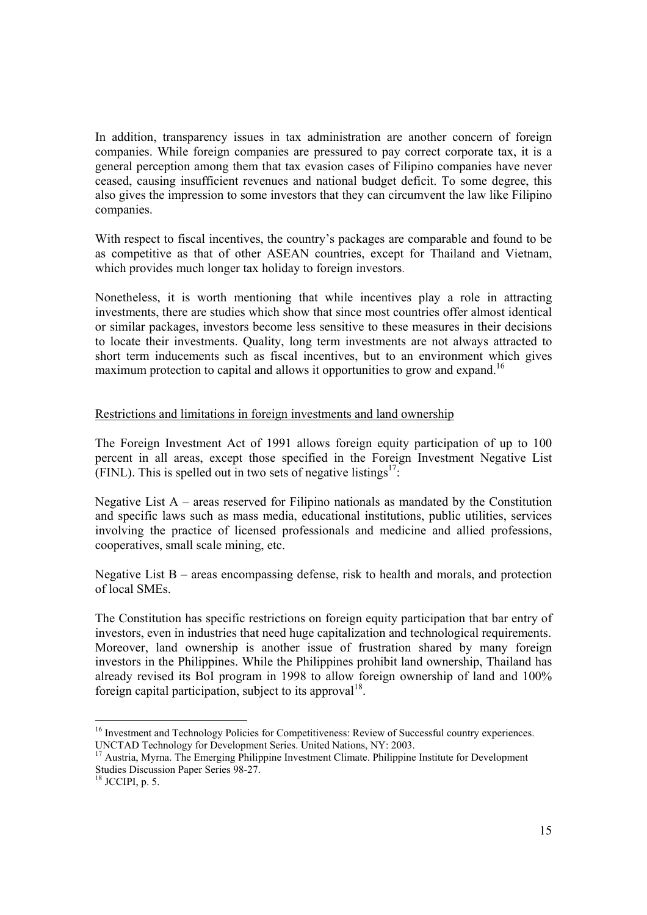In addition, transparency issues in tax administration are another concern of foreign companies. While foreign companies are pressured to pay correct corporate tax, it is a general perception among them that tax evasion cases of Filipino companies have never ceased, causing insufficient revenues and national budget deficit. To some degree, this also gives the impression to some investors that they can circumvent the law like Filipino companies.

With respect to fiscal incentives, the country's packages are comparable and found to be as competitive as that of other ASEAN countries, except for Thailand and Vietnam, which provides much longer tax holiday to foreign investors.

Nonetheless, it is worth mentioning that while incentives play a role in attracting investments, there are studies which show that since most countries offer almost identical or similar packages, investors become less sensitive to these measures in their decisions to locate their investments. Quality, long term investments are not always attracted to short term inducements such as fiscal incentives, but to an environment which gives maximum protection to capital and allows it opportunities to grow and expand.[16]

<u>Restrictions and limitations in foreign investments and land ownership</u>

The Foreign Investment Act of 1991 allows foreign equity participation of up to 100 percent in all areas, except those specified in the Foreign Investment Negative List (FINL). This is spelled out in two sets of negative listings[17]:

Negative List A – areas reserved for Filipino nationals as mandated by the Constitution and specific laws such as mass media, educational institutions, public utilities, services involving the practice of licensed professionals and medicine and allied professions, cooperatives, small scale mining, etc.

Negative List B – areas encompassing defense, risk to health and morals, and protection of local SMEs.

The Constitution has specific restrictions on foreign equity participation that bar entry of investors, even in industries that need huge capitalization and technological requirements. Moreover, land ownership is another issue of frustration shared by many foreign investors in the Philippines. While the Philippines prohibit land ownership, Thailand has already revised its BoI program in 1998 to allow foreign ownership of land and 100% foreign capital participation, subject to its approval[18].

---

[16] Investment and Technology Policies for Competitiveness: Review of Successful country experiences. UNCTAD Technology for Development Series. United Nations, NY: 2003.

[17] Austria, Myrna. The Emerging Philippine Investment Climate. Philippine Institute for Development Studies Discussion Paper Series 98-27.

[18] JCCIPI, p. 5.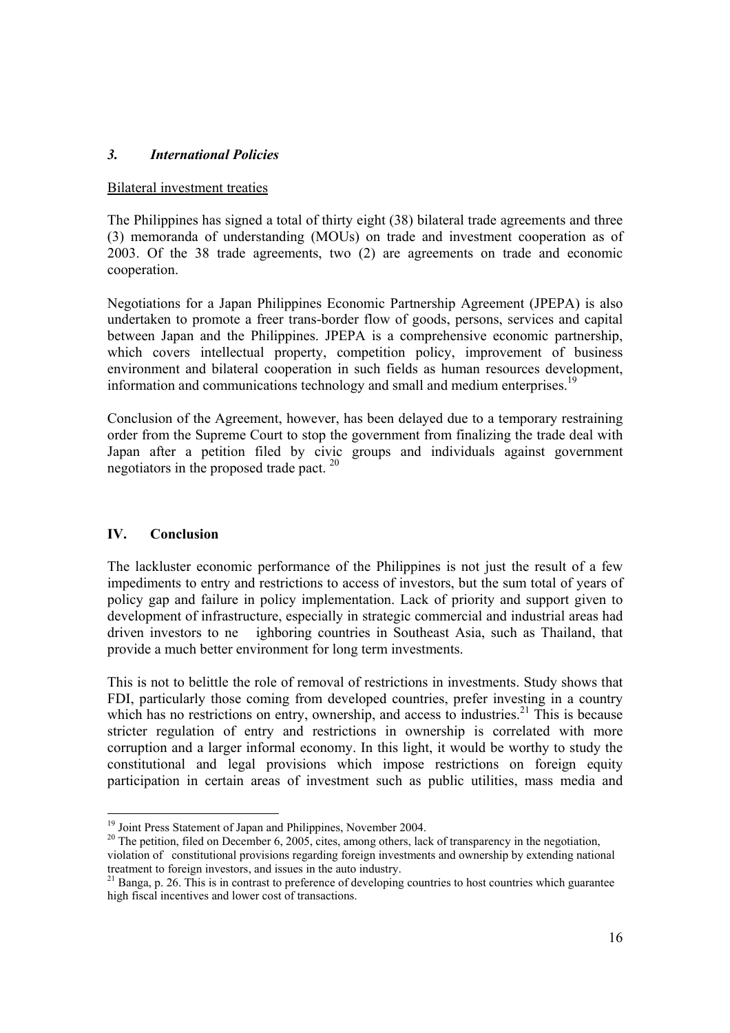### *3. International Policies*

Bilateral investment treaties

The Philippines has signed a total of thirty eight (38) bilateral trade agreements and three (3) memoranda of understanding (MOUs) on trade and investment cooperation as of 2003. Of the 38 trade agreements, two (2) are agreements on trade and economic cooperation.

Negotiations for a Japan Philippines Economic Partnership Agreement (JPEPA) is also undertaken to promote a freer trans-border flow of goods, persons, services and capital between Japan and the Philippines. JPEPA is a comprehensive economic partnership, which covers intellectual property, competition policy, improvement of business environment and bilateral cooperation in such fields as human resources development, information and communications technology and small and medium enterprises.[19]

Conclusion of the Agreement, however, has been delayed due to a temporary restraining order from the Supreme Court to stop the government from finalizing the trade deal with Japan after a petition filed by civic groups and individuals against government negotiators in the proposed trade pact. [20]

## IV. Conclusion

The lackluster economic performance of the Philippines is not just the result of a few impediments to entry and restrictions to access of investors, but the sum total of years of policy gap and failure in policy implementation. Lack of priority and support given to development of infrastructure, especially in strategic commercial and industrial areas had driven investors to neighboring countries in Southeast Asia, such as Thailand, that provide a much better environment for long term investments.

This is not to belittle the role of removal of restrictions in investments. Study shows that FDI, particularly those coming from developed countries, prefer investing in a country which has no restrictions on entry, ownership, and access to industries.[21] This is because stricter regulation of entry and restrictions in ownership is correlated with more corruption and a larger informal economy. In this light, it would be worthy to study the constitutional and legal provisions which impose restrictions on foreign equity participation in certain areas of investment such as public utilities, mass media and

---

[19] Joint Press Statement of Japan and Philippines, November 2004.

[20] The petition, filed on December 6, 2005, cites, among others, lack of transparency in the negotiation, violation of constitutional provisions regarding foreign investments and ownership by extending national treatment to foreign investors, and issues in the auto industry.

[21] Banga, p. 26. This is in contrast to preference of developing countries to host countries which guarantee high fiscal incentives and lower cost of transactions.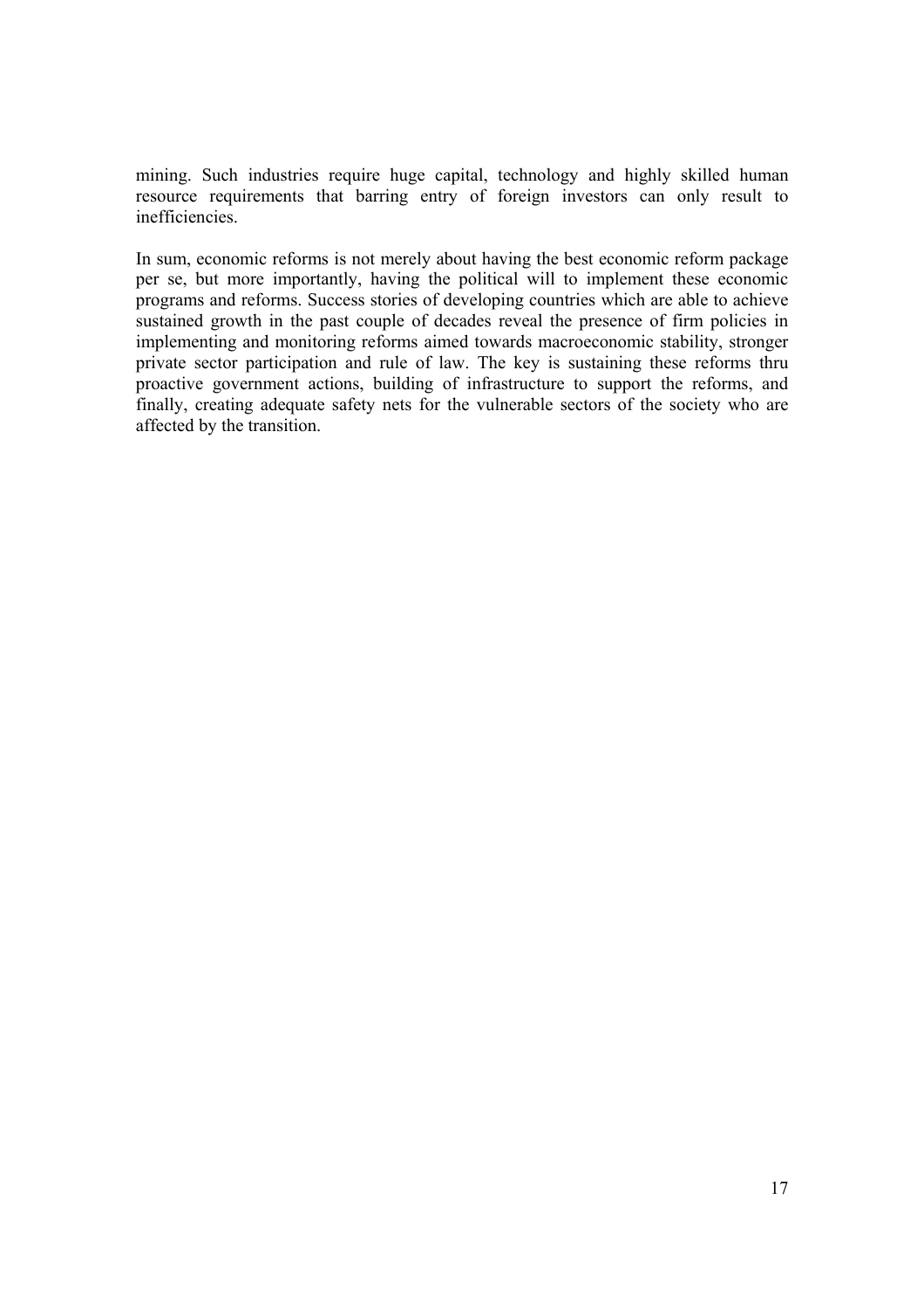mining. Such industries require huge capital, technology and highly skilled human resource requirements that barring entry of foreign investors can only result to inefficiencies.

In sum, economic reforms is not merely about having the best economic reform package per se, but more importantly, having the political will to implement these economic programs and reforms. Success stories of developing countries which are able to achieve sustained growth in the past couple of decades reveal the presence of firm policies in implementing and monitoring reforms aimed towards macroeconomic stability, stronger private sector participation and rule of law. The key is sustaining these reforms thru proactive government actions, building of infrastructure to support the reforms, and finally, creating adequate safety nets for the vulnerable sectors of the society who are affected by the transition.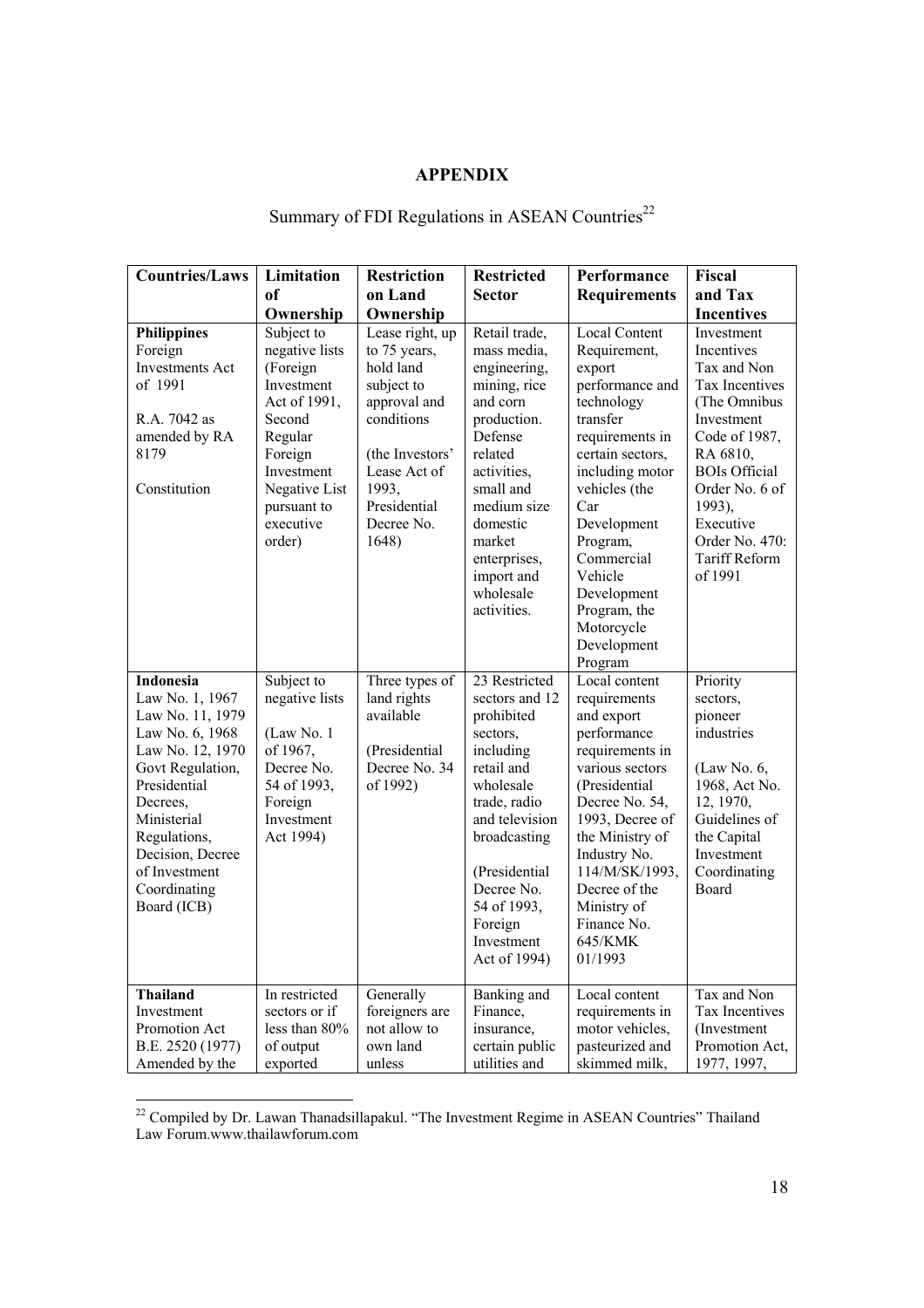## APPENDIX

Summary of FDI Regulations in ASEAN Countries[22]

| Countries/Laws | Limitation of Ownership | Restriction on Land Ownership | Restricted Sector | Performance Requirements | Fiscal and Tax Incentives |
|---|---|---|---|---|---|
| **Philippines** Foreign Investments Act of 1991<br><br>R.A. 7042 as amended by RA 8179<br><br>Constitution | Subject to negative lists (Foreign Investment Act of 1991, Second Regular Foreign Investment Negative List pursuant to executive order) | Lease right, up to 75 years, hold land subject to approval and conditions<br><br>(the Investors' Lease Act of 1993, Presidential Decree No. 1648) | Retail trade, mass media, engineering, mining, rice and corn production. Defense related activities, small and medium size domestic market enterprises, import and wholesale activities. | Local Content Requirement, export performance and technology transfer requirements in certain sectors, including motor vehicles (the Car Development Program, Commercial Vehicle Development Program, the Motorcycle Development Program | Investment Incentives Tax and Non Tax Incentives (The Omnibus Investment Code of 1987, RA 6810, BOIs Official Order No. 6 of 1993), Executive Order No. 470: Tariff Reform of 1991 |
| **Indonesia** Law No. 1, 1967 Law No. 11, 1979 Law No. 6, 1968 Law No. 12, 1970 Govt Regulation, Presidential Decrees, Ministerial Regulations, Decision, Decree of Investment Coordinating Board (ICB) | Subject to negative lists<br><br>(Law No. 1 of 1967, Decree No. 54 of 1993, Foreign Investment Act 1994) | Three types of land rights available<br><br>(Presidential Decree No. 34 of 1992) | 23 Restricted sectors and 12 prohibited sectors, including retail and wholesale trade, radio and television broadcasting<br><br>(Presidential Decree No. 54 of 1993, Foreign Investment Act of 1994) | Local content requirements and export performance requirements in various sectors (Presidential Decree No. 54, 1993, Decree of the Ministry of Industry No. 114/M/SK/1993, Decree of the Ministry of Finance No. 645/KMK 01/1993 | Priority sectors, pioneer industries<br><br>(Law No. 6, 1968, Act No. 12, 1970, Guidelines of the Capital Investment Coordinating Board |
| **Thailand** Investment Promotion Act B.E. 2520 (1977) Amended by the | In restricted sectors or if less than 80% of output exported | Generally foreigners are not allow to own land unless | Banking and Finance, insurance, certain public utilities and | Local content requirements in motor vehicles, pasteurized and skimmed milk, | Tax and Non Tax Incentives (Investment Promotion Act, 1977, 1997, |

[22] Compiled by Dr. Lawan Thanadsillapakul. "The Investment Regime in ASEAN Countries" Thailand Law Forum.www.thailawforum.com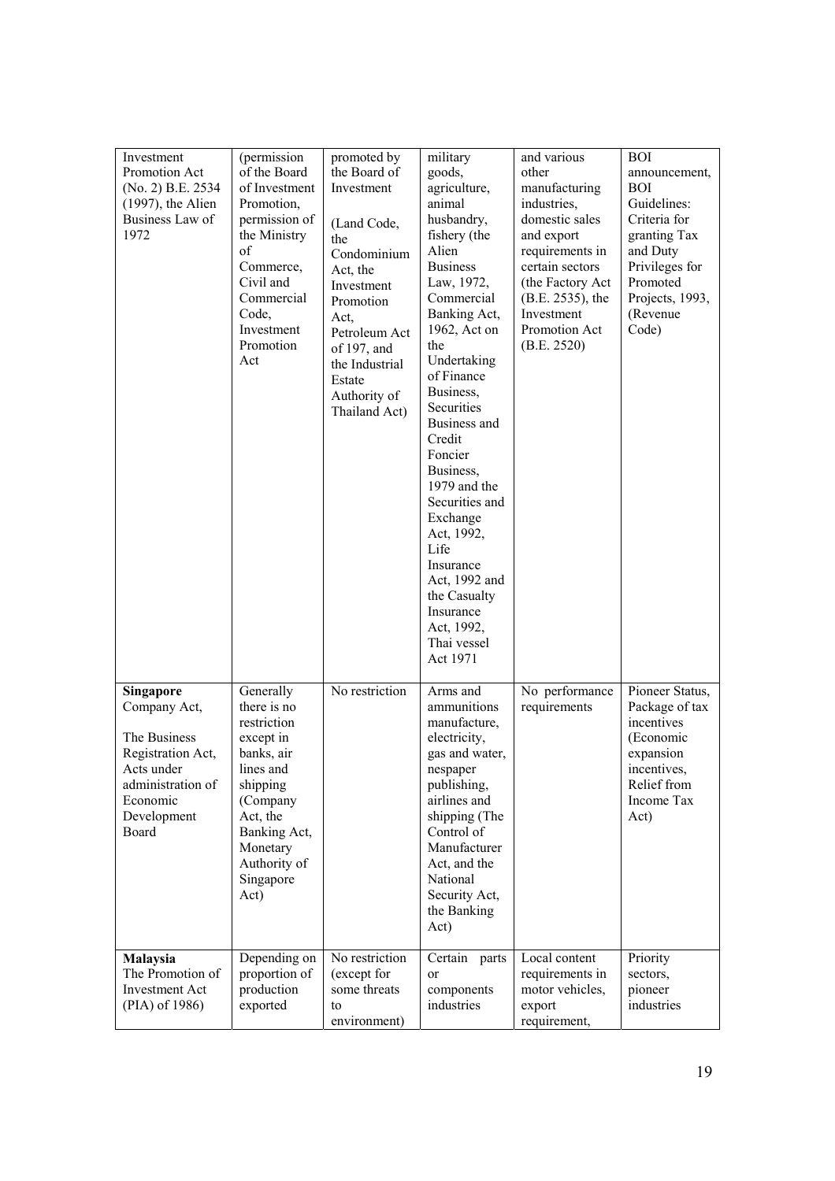| | | | | | |
|---|---|---|---|---|---|
| Investment Promotion Act (No. 2) B.E. 2534 (1997), the Alien Business Law of 1972 | (permission of the Board of Investment Promotion, permission of the Ministry of Commerce, Civil and Commercial Code, Investment Promotion Act | promoted by the Board of Investment (Land Code, the Condominium Act, the Investment Promotion Act, Petroleum Act of 197, and the Industrial Estate Authority of Thailand Act) | military goods, agriculture, animal husbandry, fishery (the Alien Business Law, 1972, Commercial Banking Act, 1962, Act on the Undertaking of Finance Business, Securities Business and Credit Foncier Business, 1979 and the Securities and Exchange Act, 1992, Life Insurance Act, 1992 and the Casualty Insurance Act, 1992, Thai vessel Act 1971 | and various other manufacturing industries, domestic sales and export requirements in certain sectors (the Factory Act (B.E. 2535), the Investment Promotion Act (B.E. 2520) | BOI announcement, BOI Guidelines: Criteria for granting Tax and Duty Privileges for Promoted Projects, 1993, (Revenue Code) |
| **Singapore** Company Act, The Business Registration Act, Acts under administration of Economic Development Board | Generally there is no restriction except in banks, air lines and shipping (Company Act, the Banking Act, Monetary Authority of Singapore Act) | No restriction | Arms and ammunitions manufacture, electricity, gas and water, nespaper publishing, airlines and shipping (The Control of Manufacturer Act, and the National Security Act, the Banking Act) | No performance requirements | Pioneer Status, Package of tax incentives (Economic expansion incentives, Relief from Income Tax Act) |
| **Malaysia** The Promotion of Investment Act (PIA) of 1986 | Depending on proportion of production exported | No restriction (except for some threats to environment) | Certain parts or components industries | Local content requirements in motor vehicles, export requirement, | Priority sectors, pioneer industries |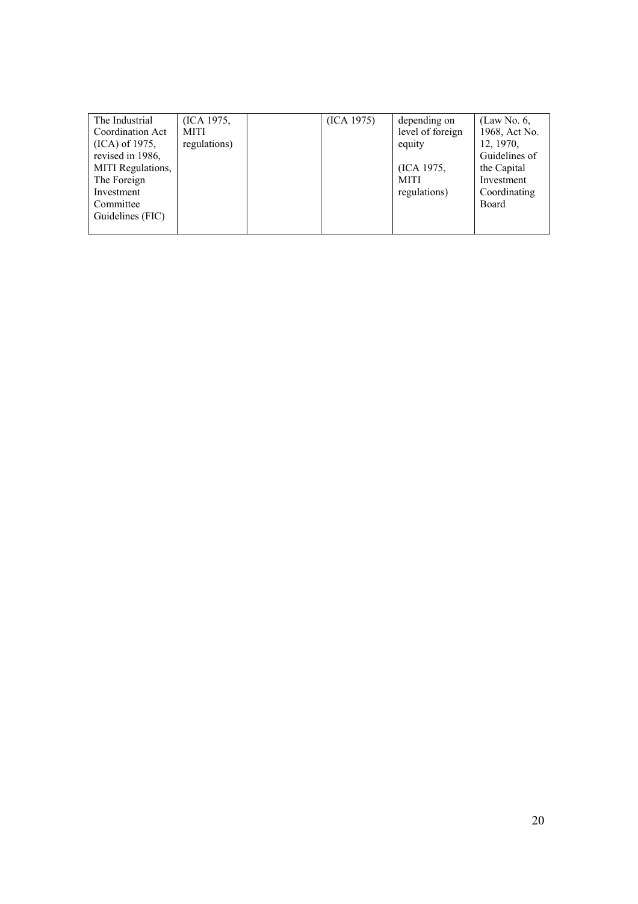| | | | | | |
|---|---|---|---|---|---|
| The Industrial Coordination Act (ICA) of 1975, revised in 1986, MITI Regulations, The Foreign Investment Committee Guidelines (FIC) | (ICA 1975, MITI regulations) | | (ICA 1975) | depending on level of foreign equity<br><br>(ICA 1975, MITI regulations) | (Law No. 6, 1968, Act No. 12, 1970, Guidelines of the Capital Investment Coordinating Board |